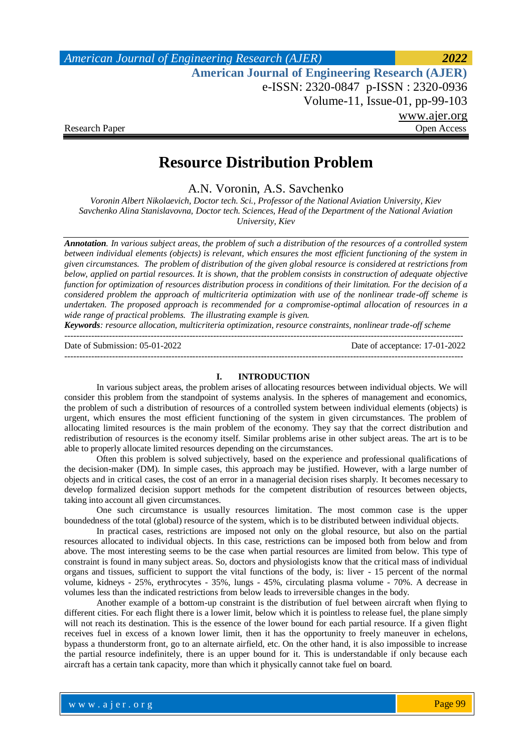# Resource Distribution Problem

A.N. Voronin, A.S. Savchenko

*Voronin Albert Nikolaevich, Doctor tech. Sci., Professor of the National Aviation University, Kiev*
*Savchenko Alina Stanislavovna, Doctor tech. Sciences, Head of the Department of the National Aviation University, Kiev*

***Annotation**. In various subject areas, the problem of such a distribution of the resources of a controlled system between individual elements (objects) is relevant, which ensures the most efficient functioning of the system in given circumstances. The problem of distribution of the given global resource is considered at restrictions from below, applied on partial resources. It is shown, that the problem consists in construction of adequate objective function for optimization of resources distribution process in conditions of their limitation. For the decision of a considered problem the approach of multicriteria optimization with use of the nonlinear trade-off scheme is undertaken. The proposed approach is recommended for a compromise-optimal allocation of resources in a wide range of practical problems. The illustrating example is given.*

***Keywords**: resource allocation, multicriteria optimization, resource constraints, nonlinear trade-off scheme*

---

Date of Submission: 05-01-2022 Date of acceptance: 17-01-2022

---

## I. INTRODUCTION

In various subject areas, the problem arises of allocating resources between individual objects. We will consider this problem from the standpoint of systems analysis. In the spheres of management and economics, the problem of such a distribution of resources of a controlled system between individual elements (objects) is urgent, which ensures the most efficient functioning of the system in given circumstances. The problem of allocating limited resources is the main problem of the economy. They say that the correct distribution and redistribution of resources is the economy itself. Similar problems arise in other subject areas. The art is to be able to properly allocate limited resources depending on the circumstances.

Often this problem is solved subjectively, based on the experience and professional qualifications of the decision-maker (DM). In simple cases, this approach may be justified. However, with a large number of objects and in critical cases, the cost of an error in a managerial decision rises sharply. It becomes necessary to develop formalized decision support methods for the competent distribution of resources between objects, taking into account all given circumstances.

One such circumstance is usually resources limitation. The most common case is the upper boundedness of the total (global) resource of the system, which is to be distributed between individual objects.

In practical cases, restrictions are imposed not only on the global resource, but also on the partial resources allocated to individual objects. In this case, restrictions can be imposed both from below and from above. The most interesting seems to be the case when partial resources are limited from below. This type of constraint is found in many subject areas. So, doctors and physiologists know that the critical mass of individual organs and tissues, sufficient to support the vital functions of the body, is: liver - 15 percent of the normal volume, kidneys - 25%, erythrocytes - 35%, lungs - 45%, circulating plasma volume - 70%. A decrease in volumes less than the indicated restrictions from below leads to irreversible changes in the body.

Another example of a bottom-up constraint is the distribution of fuel between aircraft when flying to different cities. For each flight there is a lower limit, below which it is pointless to release fuel, the plane simply will not reach its destination. This is the essence of the lower bound for each partial resource. If a given flight receives fuel in excess of a known lower limit, then it has the opportunity to freely maneuver in echelons, bypass a thunderstorm front, go to an alternate airfield, etc. On the other hand, it is also impossible to increase the partial resource indefinitely, there is an upper bound for it. This is understandable if only because each aircraft has a certain tank capacity, more than which it physically cannot take fuel on board.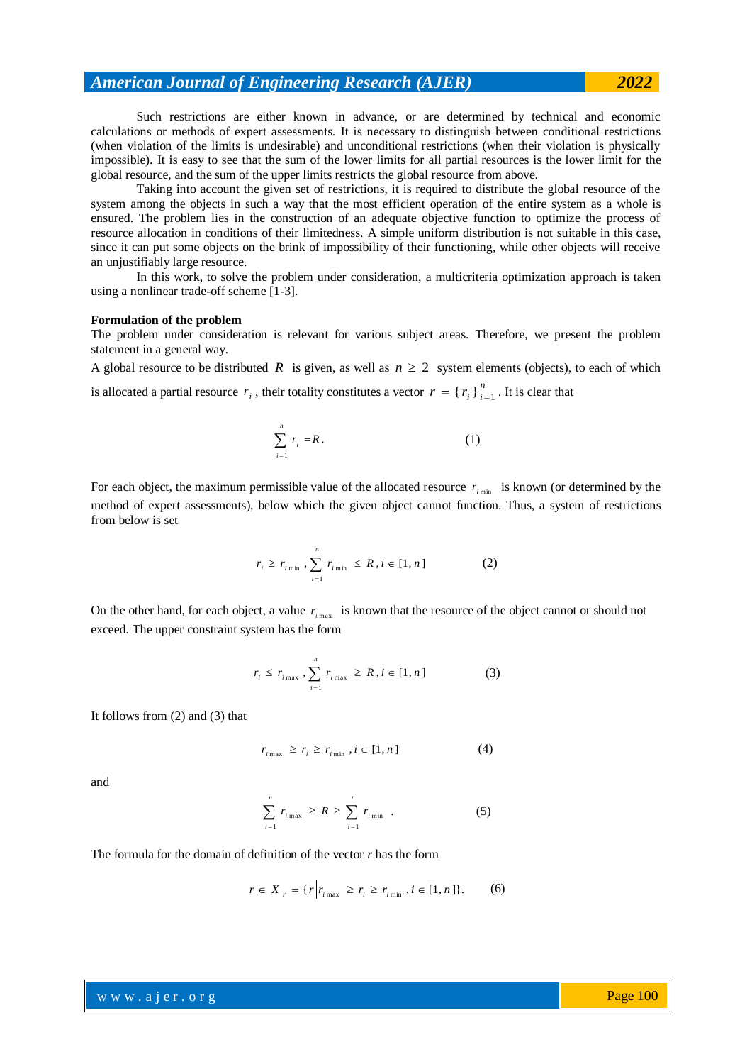Such restrictions are either known in advance, or are determined by technical and economic calculations or methods of expert assessments. It is necessary to distinguish between conditional restrictions (when violation of the limits is undesirable) and unconditional restrictions (when their violation is physically impossible). It is easy to see that the sum of the lower limits for all partial resources is the lower limit for the global resource, and the sum of the upper limits restricts the global resource from above.

Taking into account the given set of restrictions, it is required to distribute the global resource of the system among the objects in such a way that the most efficient operation of the entire system as a whole is ensured. The problem lies in the construction of an adequate objective function to optimize the process of resource allocation in conditions of their limitedness. A simple uniform distribution is not suitable in this case, since it can put some objects on the brink of impossibility of their functioning, while other objects will receive an unjustifiably large resource.

In this work, to solve the problem under consideration, a multicriteria optimization approach is taken using a nonlinear trade-off scheme [1-3].

**Formulation of the problem**

The problem under consideration is relevant for various subject areas. Therefore, we present the problem statement in a general way.

A global resource to be distributed $R$ is given, as well as $n \geq 2$ system elements (objects), to each of which is allocated a partial resource $r_i$, their totality constitutes a vector $r = \{r_i\}_{i=1}^{n}$. It is clear that

$$\sum_{i=1}^{n} r_i = R. \qquad (1)$$

For each object, the maximum permissible value of the allocated resource $r_{i\min}$ is known (or determined by the method of expert assessments), below which the given object cannot function. Thus, a system of restrictions from below is set

$$r_i \geq r_{i\min}, \sum_{i=1}^{n} r_{i\min} \leq R, i \in [1, n] \qquad (2)$$

On the other hand, for each object, a value $r_{i\max}$ is known that the resource of the object cannot or should not exceed. The upper constraint system has the form

$$r_i \leq r_{i\max}, \sum_{i=1}^{n} r_{i\max} \geq R, i \in [1, n] \qquad (3)$$

It follows from (2) and (3) that

$$r_{i\max} \geq r_i \geq r_{i\min}, i \in [1, n] \qquad (4)$$

and

$$\sum_{i=1}^{n} r_{i\max} \geq R \geq \sum_{i=1}^{n} r_{i\min} \quad . \qquad (5)$$

The formula for the domain of definition of the vector *r* has the form

$$r \in X_r = \{r \,|\, r_{i\max} \geq r_i \geq r_{i\min}, i \in [1, n]\}. \qquad (6)$$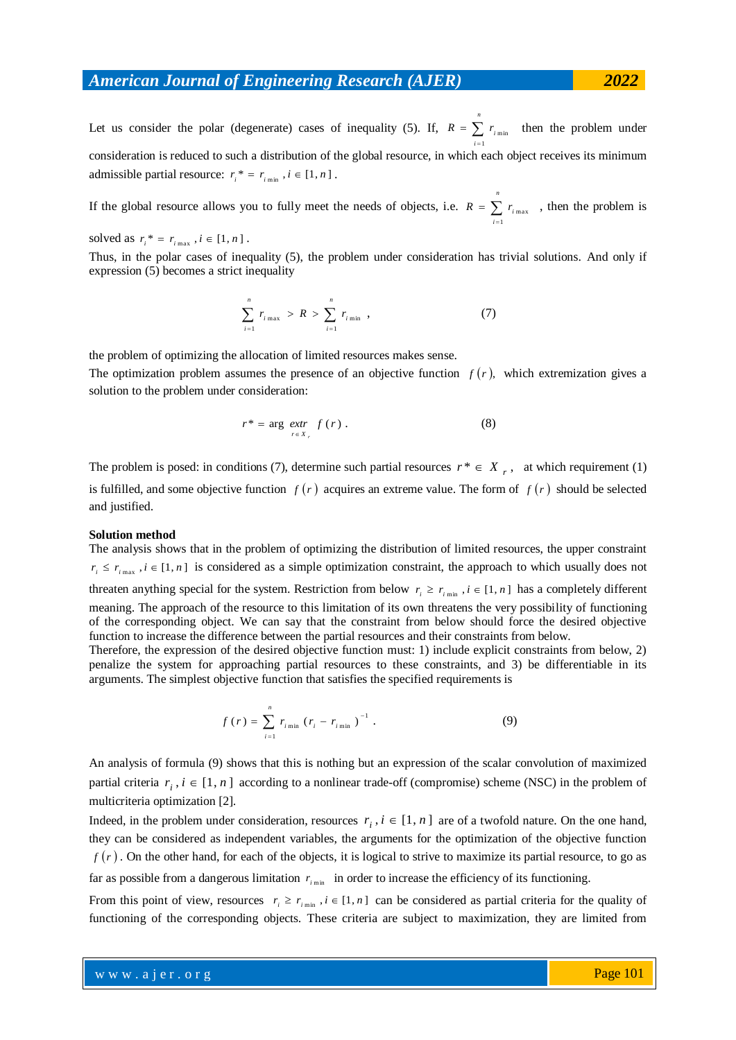Let us consider the polar (degenerate) cases of inequality (5). If, $R = \sum_{i=1}^{n} r_{i\min}$ then the problem under consideration is reduced to such a distribution of the global resource, in which each object receives its minimum admissible partial resource: $r_i{}^* = r_{i\min}, i \in [1, n]$.

If the global resource allows you to fully meet the needs of objects, i.e. $R = \sum_{i=1}^{n} r_{i\max}$ , then the problem is solved as $r_i{}^* = r_{i\max}, i \in [1, n]$.

Thus, in the polar cases of inequality (5), the problem under consideration has trivial solutions. And only if expression (5) becomes a strict inequality

$$\sum_{i=1}^{n} r_{i\max} > R > \sum_{i=1}^{n} r_{i\min}, \tag{7}$$

the problem of optimizing the allocation of limited resources makes sense.

The optimization problem assumes the presence of an objective function $f(r)$, which extremization gives a solution to the problem under consideration:

$$r^* = \arg \underset{r \in X_r}{extr} \; f(r). \tag{8}$$

The problem is posed: in conditions (7), determine such partial resources $r^* \in X_r$, at which requirement (1) is fulfilled, and some objective function $f(r)$ acquires an extreme value. The form of $f(r)$ should be selected and justified.

**Solution method**

The analysis shows that in the problem of optimizing the distribution of limited resources, the upper constraint $r_i \le r_{i\max}, i \in [1, n]$ is considered as a simple optimization constraint, the approach to which usually does not threaten anything special for the system. Restriction from below $r_i \ge r_{i\min}, i \in [1, n]$ has a completely different meaning. The approach of the resource to this limitation of its own threatens the very possibility of functioning of the corresponding object. We can say that the constraint from below should force the desired objective function to increase the difference between the partial resources and their constraints from below.

Therefore, the expression of the desired objective function must: 1) include explicit constraints from below, 2) penalize the system for approaching partial resources to these constraints, and 3) be differentiable in its arguments. The simplest objective function that satisfies the specified requirements is

$$f(r) = \sum_{i=1}^{n} r_{i\min} (r_i - r_{i\min})^{-1}. \tag{9}$$

An analysis of formula (9) shows that this is nothing but an expression of the scalar convolution of maximized partial criteria $r_i, i \in [1, n]$ according to a nonlinear trade-off (compromise) scheme (NSC) in the problem of multicriteria optimization [2].

Indeed, in the problem under consideration, resources $r_i, i \in [1, n]$ are of a twofold nature. On the one hand, they can be considered as independent variables, the arguments for the optimization of the objective function $f(r)$. On the other hand, for each of the objects, it is logical to strive to maximize its partial resource, to go as far as possible from a dangerous limitation $r_{i\min}$ in order to increase the efficiency of its functioning.

From this point of view, resources $r_i \ge r_{i\min}, i \in [1, n]$ can be considered as partial criteria for the quality of functioning of the corresponding objects. These criteria are subject to maximization, they are limited from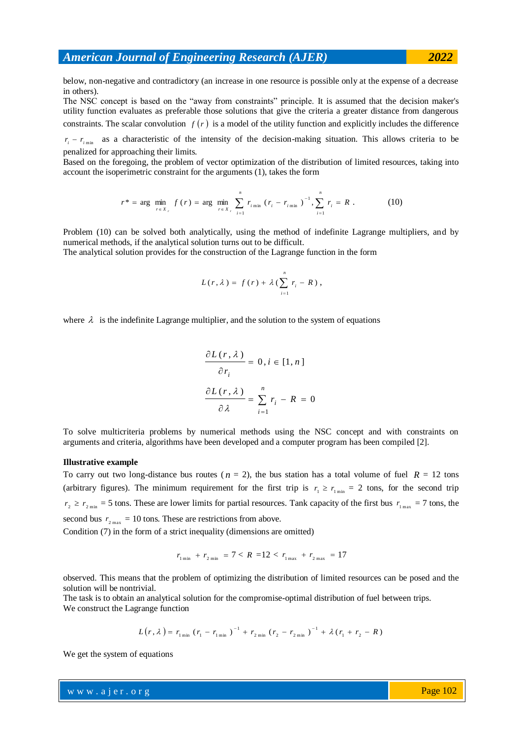below, non-negative and contradictory (an increase in one resource is possible only at the expense of a decrease in others).

The NSC concept is based on the "away from constraints" principle. It is assumed that the decision maker's utility function evaluates as preferable those solutions that give the criteria a greater distance from dangerous constraints. The scalar convolution $f(r)$ is a model of the utility function and explicitly includes the difference $r_i - r_{i\min}$ as a characteristic of the intensity of the decision-making situation. This allows criteria to be penalized for approaching their limits.

Based on the foregoing, the problem of vector optimization of the distribution of limited resources, taking into account the isoperimetric constraint for the arguments (1), takes the form

$$r^* = \arg\min_{r \in X_r} f(r) = \arg\min_{r \in X_r} \sum_{i=1}^{n} r_{i\min}(r_i - r_{i\min})^{-1}, \sum_{i=1}^{n} r_i = R. \qquad (10)$$

Problem (10) can be solved both analytically, using the method of indefinite Lagrange multipliers, and by numerical methods, if the analytical solution turns out to be difficult.

The analytical solution provides for the construction of the Lagrange function in the form

$$L(r,\lambda) = f(r) + \lambda\left(\sum_{i=1}^{n} r_i - R\right),$$

where $\lambda$ is the indefinite Lagrange multiplier, and the solution to the system of equations

$$\frac{\partial L(r,\lambda)}{\partial r_i} = 0, i \in [1,n]$$

$$\frac{\partial L(r,\lambda)}{\partial \lambda} = \sum_{i=1}^{n} r_i - R = 0$$

To solve multicriteria problems by numerical methods using the NSC concept and with constraints on arguments and criteria, algorithms have been developed and a computer program has been compiled [2].

**Illustrative example**

To carry out two long-distance bus routes ($n$ = 2), the bus station has a total volume of fuel $R$ = 12 tons (arbitrary figures). The minimum requirement for the first trip is $r_1 \geq r_{1\min}$ = 2 tons, for the second trip $r_2 \geq r_{2\min}$ = 5 tons. These are lower limits for partial resources. Tank capacity of the first bus $r_{1\max}$ = 7 tons, the second bus $r_{2\max}$ = 10 tons. These are restrictions from above.

Condition (7) in the form of a strict inequality (dimensions are omitted)

$$r_{1\min} + r_{2\min} = 7 < R = 12 < r_{1\max} + r_{2\max} = 17$$

observed. This means that the problem of optimizing the distribution of limited resources can be posed and the solution will be nontrivial.

The task is to obtain an analytical solution for the compromise-optimal distribution of fuel between trips.

We construct the Lagrange function

$$L(r,\lambda) = r_{1\min}(r_1 - r_{1\min})^{-1} + r_{2\min}(r_2 - r_{2\min})^{-1} + \lambda(r_1 + r_2 - R)$$

We get the system of equations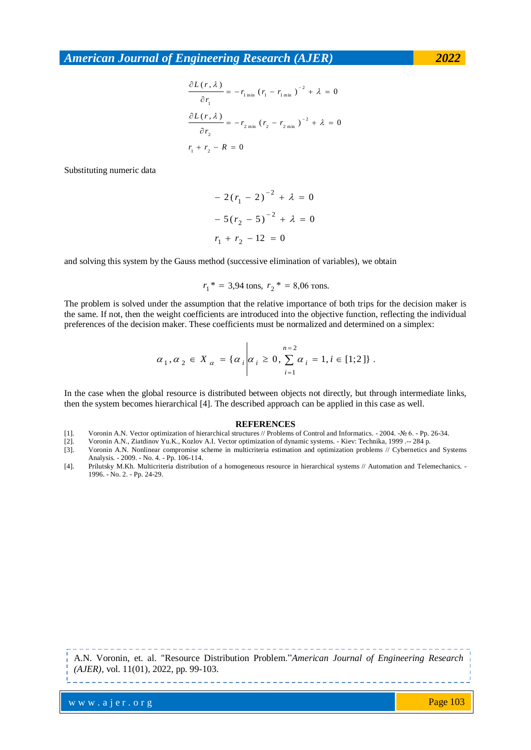$$\frac{\partial L(r,\lambda)}{\partial r_1} = -r_{1\min}(r_1 - r_{1\min})^{-2} + \lambda = 0$$

$$\frac{\partial L(r,\lambda)}{\partial r_2} = -r_{2\min}(r_2 - r_{2\min})^{-2} + \lambda = 0$$

$$r_1 + r_2 - R = 0$$

Substituting numeric data

$$-2(r_1 - 2)^{-2} + \lambda = 0$$

$$-5(r_2 - 5)^{-2} + \lambda = 0$$

$$r_1 + r_2 - 12 = 0$$

and solving this system by the Gauss method (successive elimination of variables), we obtain

$$r_1^* = 3{,}94 \text{ tons}, \ r_2^* = 8{,}06 \text{ тons.}$$

The problem is solved under the assumption that the relative importance of both trips for the decision maker is the same. If not, then the weight coefficients are introduced into the objective function, reflecting the individual preferences of the decision maker. These coefficients must be normalized and determined on a simplex:

$$\alpha_1, \alpha_2 \in X_\alpha = \{\alpha_i \mid \alpha_i \geq 0, \sum_{i=1}^{n=2} \alpha_i = 1, i \in [1;2]\} .$$

In the case when the global resource is distributed between objects not directly, but through intermediate links, then the system becomes hierarchical [4]. The described approach can be applied in this case as well.

## REFERENCES

[1]. Voronin A.N. Vector optimization of hierarchical structures // Problems of Control and Informatics. - 2004. -№ 6. - Pp. 26-34.

[2]. Voronin A.N., Ziatdinov Yu.K., Kozlov A.I. Vector optimization of dynamic systems. - Kiev: Technika, 1999 .-- 284 p.

[3]. Voronin A.N. Nonlinear compromise scheme in multicriteria estimation and optimization problems // Cybernetics and Systems Analysis. - 2009. - No. 4. - Pp. 106-114.

[4]. Prilutsky M.Kh. Multicriteria distribution of a homogeneous resource in hierarchical systems // Automation and Telemechanics. - 1996. - No. 2. - Pp. 24-29.

A.N. Voronin, et. al. "Resource Distribution Problem."*American Journal of Engineering Research (AJER)*, vol. 11(01), 2022, pp. 99-103.